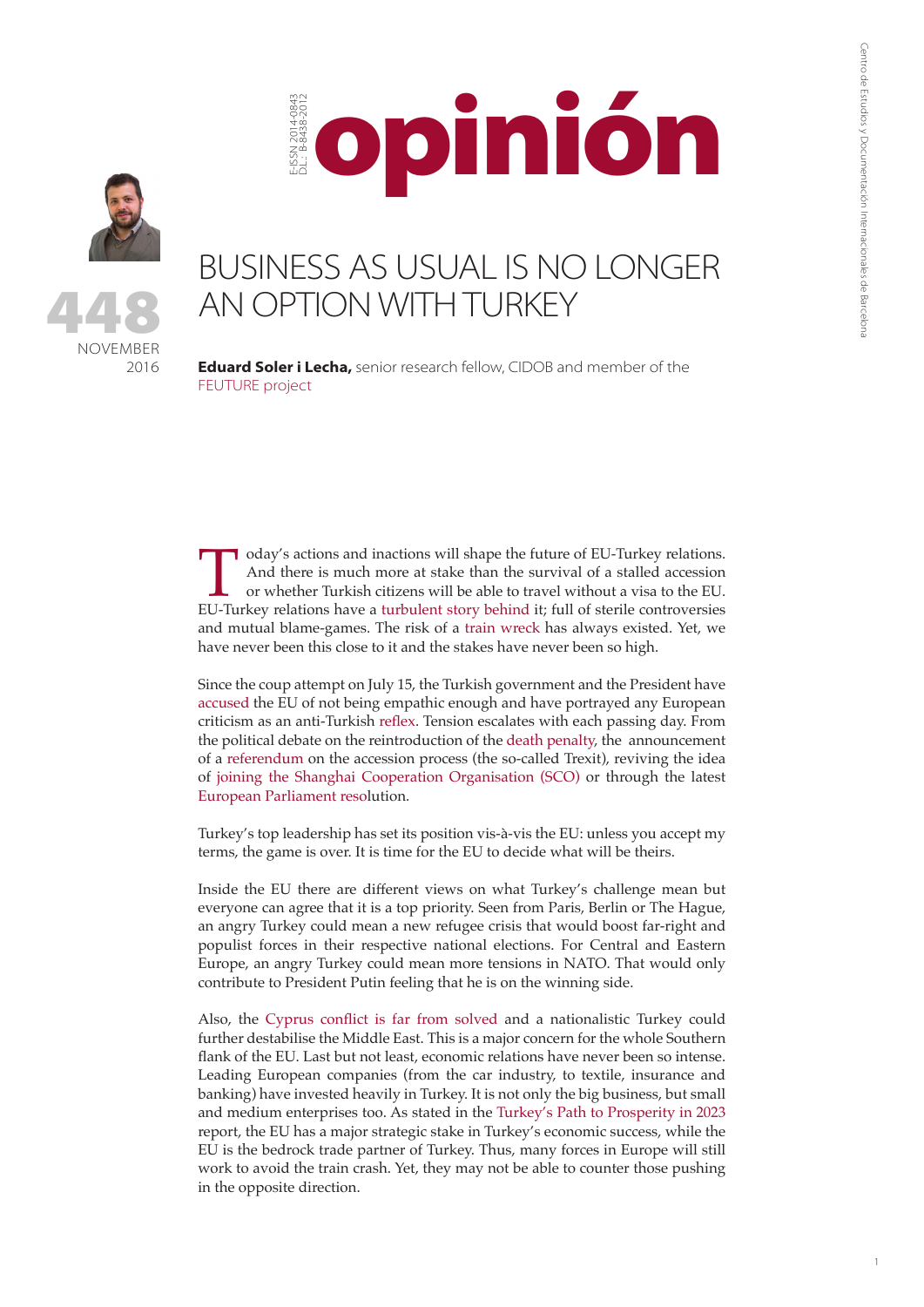opinión

448

NOVEMBER 2016

# BUSINESS AS USUAL IS NO LONGER AN OPTION WITH TURKEY

**Eduard Soler i Lecha,** senior research fellow, CIDOB and member of the FEUTURE project

Today's actions and inactions will shape the future of EU-Turkey relations. And there is much more at stake than the survival of a stalled accession or whether Turkish citizens will be able to travel without a visa to the EU. EU-Turkey relations have a turbulent story behind it; full of sterile controversies and mutual blame-games. The risk of a train wreck has always existed. Yet, we have never been this close to it and the stakes have never been so high.

Since the coup attempt on July 15, the Turkish government and the President have accused the EU of not being empathic enough and have portrayed any European criticism as an anti-Turkish reflex. Tension escalates with each passing day. From the political debate on the reintroduction of the death penalty, the announcement of a referendum on the accession process (the so-called Trexit), reviving the idea of joining the Shanghai Cooperation Organisation (SCO) or through the latest European Parliament resolution.

Turkey's top leadership has set its position vis-à-vis the EU: unless you accept my terms, the game is over. It is time for the EU to decide what will be theirs.

Inside the EU there are different views on what Turkey's challenge mean but everyone can agree that it is a top priority. Seen from Paris, Berlin or The Hague, an angry Turkey could mean a new refugee crisis that would boost far-right and populist forces in their respective national elections. For Central and Eastern Europe, an angry Turkey could mean more tensions in NATO. That would only contribute to President Putin feeling that he is on the winning side.

Also, the Cyprus conflict is far from solved and a nationalistic Turkey could further destabilise the Middle East. This is a major concern for the whole Southern flank of the EU. Last but not least, economic relations have never been so intense. Leading European companies (from the car industry, to textile, insurance and banking) have invested heavily in Turkey. It is not only the big business, but small and medium enterprises too. As stated in the Turkey's Path to Prosperity in 2023 report, the EU has a major strategic stake in Turkey's economic success, while the EU is the bedrock trade partner of Turkey. Thus, many forces in Europe will still work to avoid the train crash. Yet, they may not be able to counter those pushing in the opposite direction.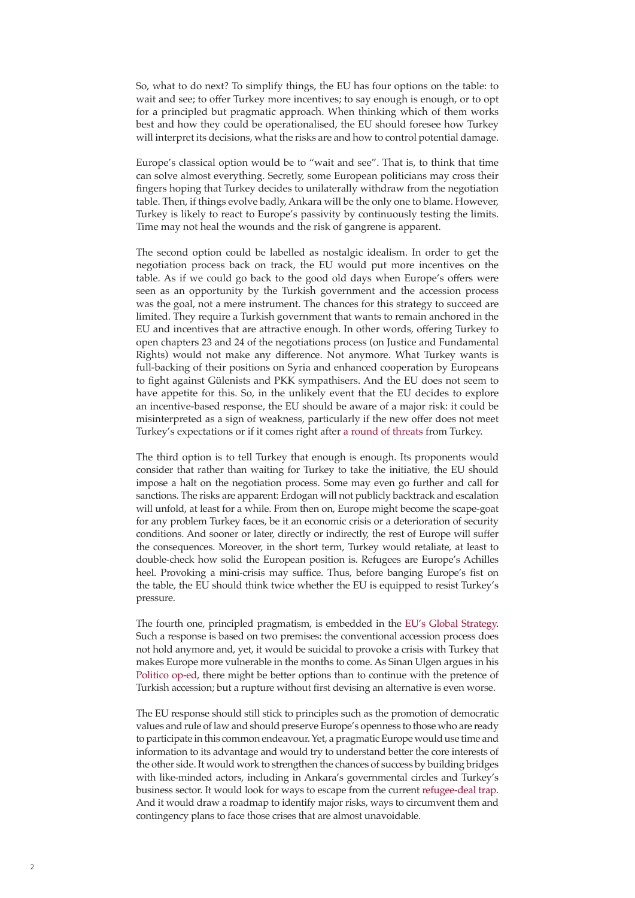So, what to do next? To simplify things, the EU has four options on the table: to wait and see; to offer Turkey more incentives; to say enough is enough, or to opt for a principled but pragmatic approach. When thinking which of them works best and how they could be operationalised, the EU should foresee how Turkey will interpret its decisions, what the risks are and how to control potential damage.

Europe's classical option would be to "wait and see". That is, to think that time can solve almost everything. Secretly, some European politicians may cross their fingers hoping that Turkey decides to unilaterally withdraw from the negotiation table. Then, if things evolve badly, Ankara will be the only one to blame. However, Turkey is likely to react to Europe's passivity by continuously testing the limits. Time may not heal the wounds and the risk of gangrene is apparent.

The second option could be labelled as nostalgic idealism. In order to get the negotiation process back on track, the EU would put more incentives on the table. As if we could go back to the good old days when Europe's offers were seen as an opportunity by the Turkish government and the accession process was the goal, not a mere instrument. The chances for this strategy to succeed are limited. They require a Turkish government that wants to remain anchored in the EU and incentives that are attractive enough. In other words, offering Turkey to open chapters 23 and 24 of the negotiations process (on Justice and Fundamental Rights) would not make any difference. Not anymore. What Turkey wants is full-backing of their positions on Syria and enhanced cooperation by Europeans to fight against Gülenists and PKK sympathisers. And the EU does not seem to have appetite for this. So, in the unlikely event that the EU decides to explore an incentive-based response, the EU should be aware of a major risk: it could be misinterpreted as a sign of weakness, particularly if the new offer does not meet Turkey's expectations or if it comes right after a round of threats from Turkey.

The third option is to tell Turkey that enough is enough. Its proponents would consider that rather than waiting for Turkey to take the initiative, the EU should impose a halt on the negotiation process. Some may even go further and call for sanctions. The risks are apparent: Erdogan will not publicly backtrack and escalation will unfold, at least for a while. From then on, Europe might become the scape-goat for any problem Turkey faces, be it an economic crisis or a deterioration of security conditions. And sooner or later, directly or indirectly, the rest of Europe will suffer the consequences. Moreover, in the short term, Turkey would retaliate, at least to double-check how solid the European position is. Refugees are Europe's Achilles heel. Provoking a mini-crisis may suffice. Thus, before banging Europe's fist on the table, the EU should think twice whether the EU is equipped to resist Turkey's pressure.

The fourth one, principled pragmatism, is embedded in the EU's Global Strategy. Such a response is based on two premises: the conventional accession process does not hold anymore and, yet, it would be suicidal to provoke a crisis with Turkey that makes Europe more vulnerable in the months to come. As Sinan Ulgen argues in his Politico op-ed, there might be better options than to continue with the pretence of Turkish accession; but a rupture without first devising an alternative is even worse.

The EU response should still stick to principles such as the promotion of democratic values and rule of law and should preserve Europe's openness to those who are ready to participate in this common endeavour. Yet, a pragmatic Europe would use time and information to its advantage and would try to understand better the core interests of the other side. It would work to strengthen the chances of success by building bridges with like-minded actors, including in Ankara's governmental circles and Turkey's business sector. It would look for ways to escape from the current refugee-deal trap. And it would draw a roadmap to identify major risks, ways to circumvent them and contingency plans to face those crises that are almost unavoidable.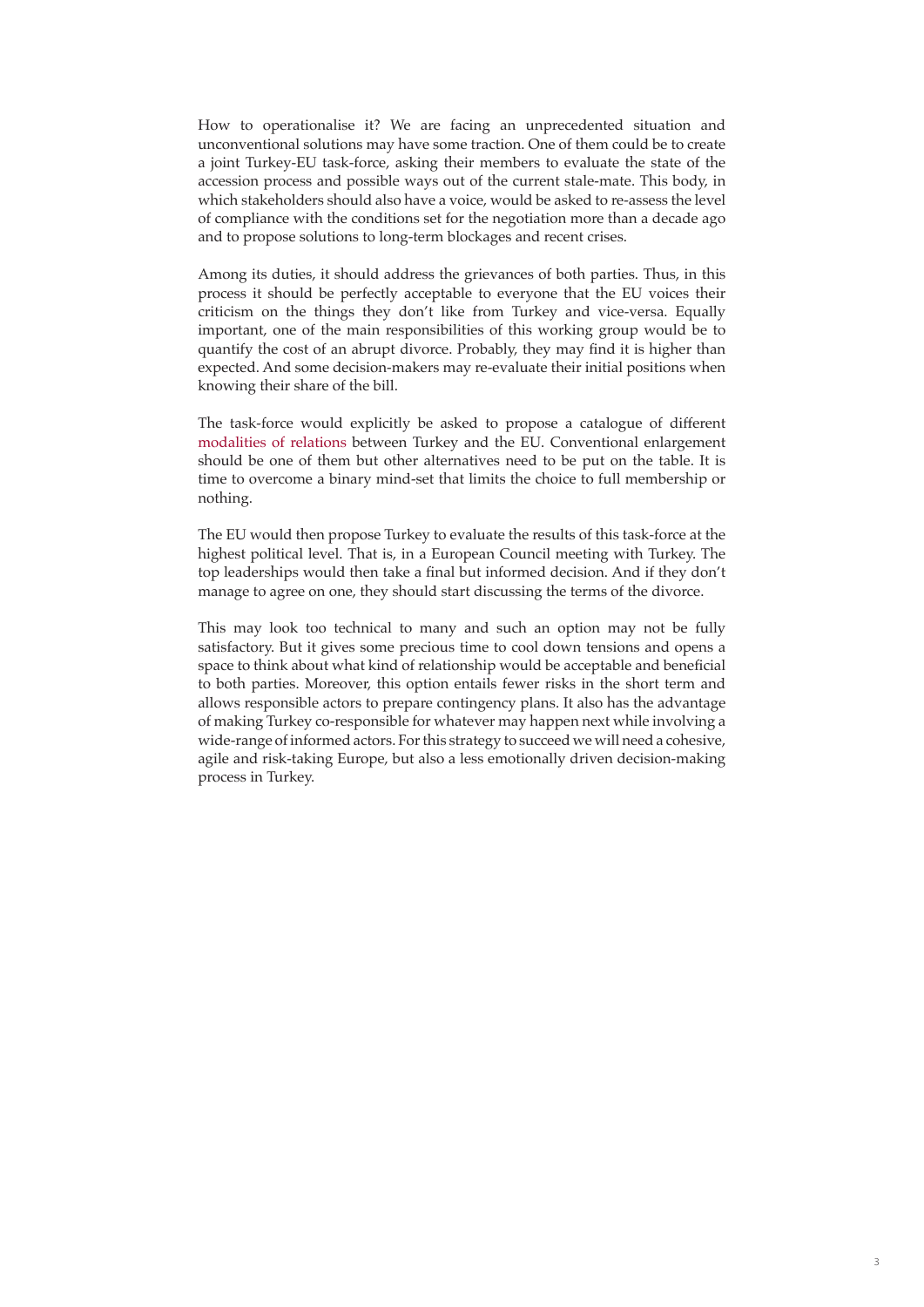How to operationalise it? We are facing an unprecedented situation and unconventional solutions may have some traction. One of them could be to create a joint Turkey-EU task-force, asking their members to evaluate the state of the accession process and possible ways out of the current stale-mate. This body, in which stakeholders should also have a voice, would be asked to re-assess the level of compliance with the conditions set for the negotiation more than a decade ago and to propose solutions to long-term blockages and recent crises.

Among its duties, it should address the grievances of both parties. Thus, in this process it should be perfectly acceptable to everyone that the EU voices their criticism on the things they don't like from Turkey and vice-versa. Equally important, one of the main responsibilities of this working group would be to quantify the cost of an abrupt divorce. Probably, they may find it is higher than expected. And some decision-makers may re-evaluate their initial positions when knowing their share of the bill.

The task-force would explicitly be asked to propose a catalogue of different modalities of relations between Turkey and the EU. Conventional enlargement should be one of them but other alternatives need to be put on the table. It is time to overcome a binary mind-set that limits the choice to full membership or nothing.

The EU would then propose Turkey to evaluate the results of this task-force at the highest political level. That is, in a European Council meeting with Turkey. The top leaderships would then take a final but informed decision. And if they don't manage to agree on one, they should start discussing the terms of the divorce.

This may look too technical to many and such an option may not be fully satisfactory. But it gives some precious time to cool down tensions and opens a space to think about what kind of relationship would be acceptable and beneficial to both parties. Moreover, this option entails fewer risks in the short term and allows responsible actors to prepare contingency plans. It also has the advantage of making Turkey co-responsible for whatever may happen next while involving a wide-range of informed actors. For this strategy to succeed we will need a cohesive, agile and risk-taking Europe, but also a less emotionally driven decision-making process in Turkey.